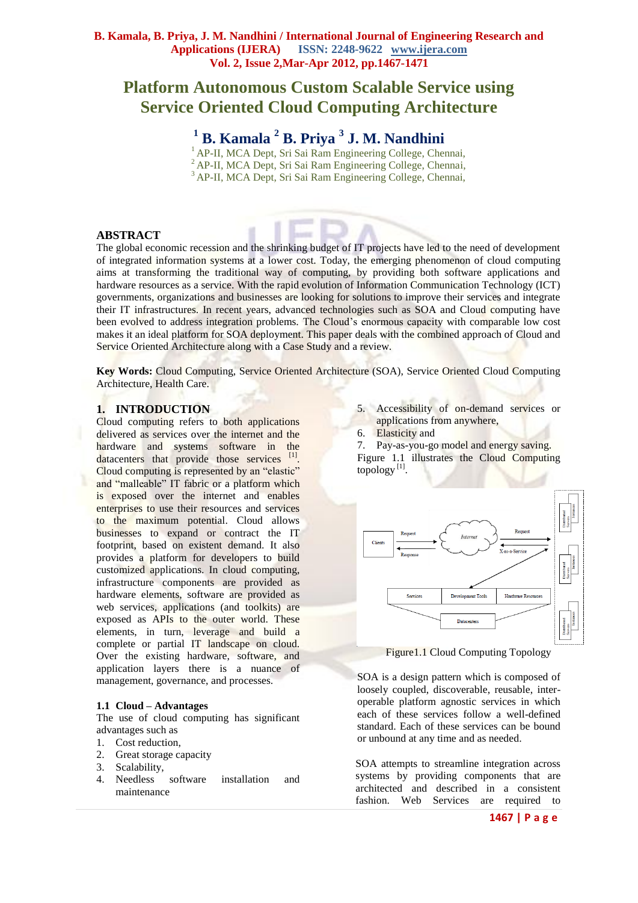# Platform Autonomous Custom Scalable Service using Service Oriented Cloud Computing Architecture

**[1] B. Kamala [2] B. Priya [3] J. M. Nandhini**

[1] AP-II, MCA Dept, Sri Sai Ram Engineering College, Chennai,
[2] AP-II, MCA Dept, Sri Sai Ram Engineering College, Chennai,
[3] AP-II, MCA Dept, Sri Sai Ram Engineering College, Chennai,

## ABSTRACT

The global economic recession and the shrinking budget of IT projects have led to the need of development of integrated information systems at a lower cost. Today, the emerging phenomenon of cloud computing aims at transforming the traditional way of computing, by providing both software applications and hardware resources as a service. With the rapid evolution of Information Communication Technology (ICT) governments, organizations and businesses are looking for solutions to improve their services and integrate their IT infrastructures. In recent years, advanced technologies such as SOA and Cloud computing have been evolved to address integration problems. The Cloud's enormous capacity with comparable low cost makes it an ideal platform for SOA deployment. This paper deals with the combined approach of Cloud and Service Oriented Architecture along with a Case Study and a review.

**Key Words:** Cloud Computing, Service Oriented Architecture (SOA), Service Oriented Cloud Computing Architecture, Health Care.

## 1. INTRODUCTION

Cloud computing refers to both applications delivered as services over the internet and the hardware and systems software in the datacenters that provide those services [1]. Cloud computing is represented by an "elastic" and "malleable" IT fabric or a platform which is exposed over the internet and enables enterprises to use their resources and services to the maximum potential. Cloud allows businesses to expand or contract the IT footprint, based on existent demand. It also provides a platform for developers to build customized applications. In cloud computing, infrastructure components are provided as hardware elements, software are provided as web services, applications (and toolkits) are exposed as APIs to the outer world. These elements, in turn, leverage and build a complete or partial IT landscape on cloud. Over the existing hardware, software, and application layers there is a nuance of management, governance, and processes.

### 1.1 Cloud – Advantages

The use of cloud computing has significant advantages such as

1. Cost reduction,
2. Great storage capacity
3. Scalability,
4. Needless software installation and maintenance
5. Accessibility of on-demand services or applications from anywhere,
6. Elasticity and
7. Pay-as-you-go model and energy saving.

Figure 1.1 illustrates the Cloud Computing topology [1].

Figure1.1 Cloud Computing Topology

SOA is a design pattern which is composed of loosely coupled, discoverable, reusable, inter-operable platform agnostic services in which each of these services follow a well-defined standard. Each of these services can be bound or unbound at any time and as needed.

SOA attempts to streamline integration across systems by providing components that are architected and described in a consistent fashion. Web Services are required to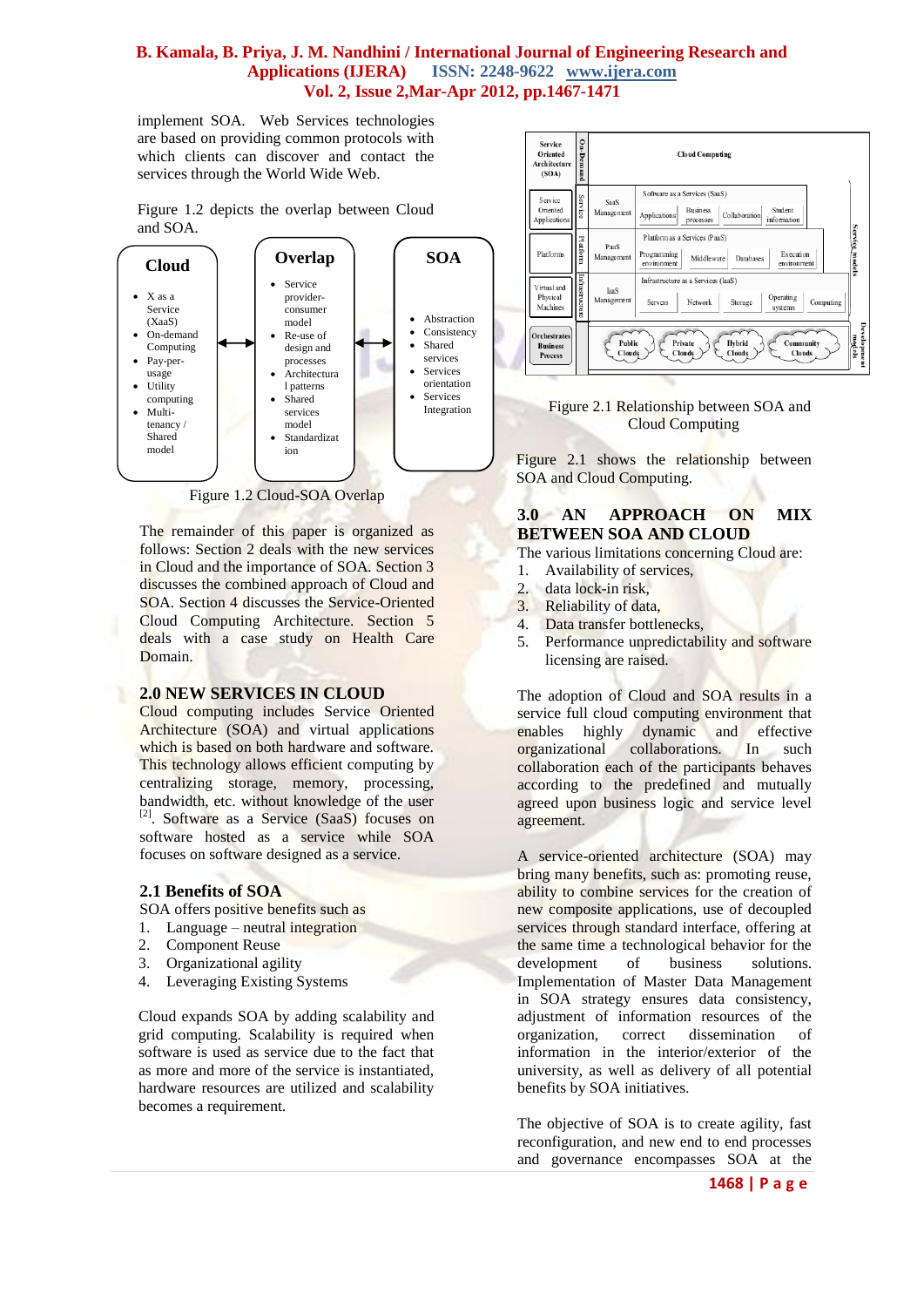implement SOA. Web Services technologies are based on providing common protocols with which clients can discover and contact the services through the World Wide Web.

Figure 1.2 depicts the overlap between Cloud and SOA.

| Cloud | Overlap | SOA |
|---|---|---|
| • X as a Service (XaaS)<br>• On-demand Computing<br>• Pay-per-usage<br>• Utility computing<br>• Multi-tenancy / Shared model | • Service provider-consumer model<br>• Re-use of design and processes<br>• Architectural patterns<br>• Shared services model<br>• Standardization | • Abstraction<br>• Consistency<br>• Shared services<br>• Services orientation<br>• Services Integration |

Figure 1.2 Cloud-SOA Overlap

The remainder of this paper is organized as follows: Section 2 deals with the new services in Cloud and the importance of SOA. Section 3 discusses the combined approach of Cloud and SOA. Section 4 discusses the Service-Oriented Cloud Computing Architecture. Section 5 deals with a case study on Health Care Domain.

## 2.0 NEW SERVICES IN CLOUD

Cloud computing includes Service Oriented Architecture (SOA) and virtual applications which is based on both hardware and software. This technology allows efficient computing by centralizing storage, memory, processing, bandwidth, etc. without knowledge of the user [2]. Software as a Service (SaaS) focuses on software hosted as a service while SOA focuses on software designed as a service.

### 2.1 Benefits of SOA

SOA offers positive benefits such as

1. Language – neutral integration
2. Component Reuse
3. Organizational agility
4. Leveraging Existing Systems

Cloud expands SOA by adding scalability and grid computing. Scalability is required when software is used as service due to the fact that as more and more of the service is instantiated, hardware resources are utilized and scalability becomes a requirement.

| Service Oriented Architecture (SOA) | On-Demand | Cloud Computing | | | | | |
|---|---|---|---|---|---|---|---|
| Service Oriented Applications | Service | SaaS Management | Software as a Services (SaaS): Applications | Business processes | Collaboration | Student information | |
| Platforms | Platform | PaaS Management | Platform as a Services (PaaS): Programming environment | Middleware | Databases | Execution environment | |
| Virtual and Physical Machines | Infrastructure | IaaS Management | Infrastructure as a Services (IaaS): Servers | Network | Storage | Operating systems | Computing |
| Orchestrates Business Process | | Public Clouds | Private Clouds | Hybrid Clouds | Community Clouds | | |

Figure 2.1 Relationship between SOA and Cloud Computing

Figure 2.1 shows the relationship between SOA and Cloud Computing.

## 3.0 AN APPROACH ON MIX BETWEEN SOA AND CLOUD

The various limitations concerning Cloud are:

1. Availability of services,
2. data lock-in risk,
3. Reliability of data,
4. Data transfer bottlenecks,
5. Performance unpredictability and software licensing are raised.

The adoption of Cloud and SOA results in a service full cloud computing environment that enables highly dynamic and effective organizational collaborations. In such collaboration each of the participants behaves according to the predefined and mutually agreed upon business logic and service level agreement.

A service-oriented architecture (SOA) may bring many benefits, such as: promoting reuse, ability to combine services for the creation of new composite applications, use of decoupled services through standard interface, offering at the same time a technological behavior for the development of business solutions. Implementation of Master Data Management in SOA strategy ensures data consistency, adjustment of information resources of the organization, correct dissemination of information in the interior/exterior of the university, as well as delivery of all potential benefits by SOA initiatives.

The objective of SOA is to create agility, fast reconfiguration, and new end to end processes and governance encompasses SOA at the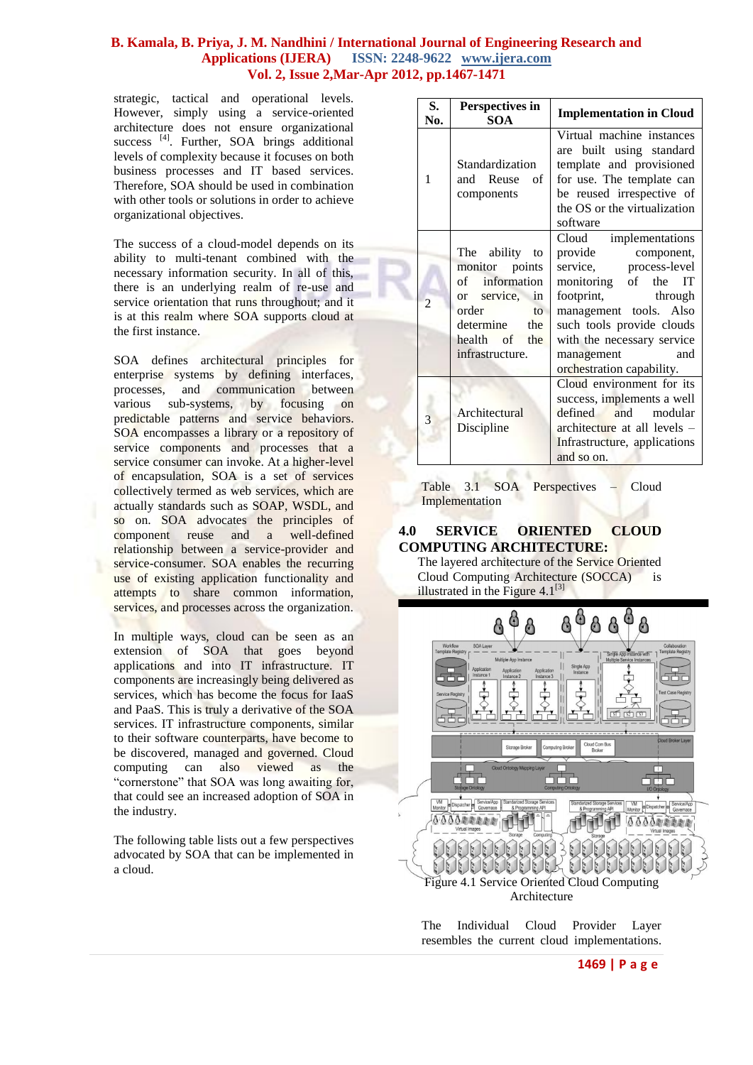strategic, tactical and operational levels. However, simply using a service-oriented architecture does not ensure organizational success [4]. Further, SOA brings additional levels of complexity because it focuses on both business processes and IT based services. Therefore, SOA should be used in combination with other tools or solutions in order to achieve organizational objectives.

The success of a cloud-model depends on its ability to multi-tenant combined with the necessary information security. In all of this, there is an underlying realm of re-use and service orientation that runs throughout; and it is at this realm where SOA supports cloud at the first instance.

SOA defines architectural principles for enterprise systems by defining interfaces, processes, and communication between various sub-systems, by focusing on predictable patterns and service behaviors. SOA encompasses a library or a repository of service components and processes that a service consumer can invoke. At a higher-level of encapsulation, SOA is a set of services collectively termed as web services, which are actually standards such as SOAP, WSDL, and so on. SOA advocates the principles of component reuse and a well-defined relationship between a service-provider and service-consumer. SOA enables the recurring use of existing application functionality and attempts to share common information, services, and processes across the organization.

In multiple ways, cloud can be seen as an extension of SOA that goes beyond applications and into IT infrastructure. IT components are increasingly being delivered as services, which has become the focus for IaaS and PaaS. This is truly a derivative of the SOA services. IT infrastructure components, similar to their software counterparts, have become to be discovered, managed and governed. Cloud computing can also viewed as the "cornerstone" that SOA was long awaiting for, that could see an increased adoption of SOA in the industry.

The following table lists out a few perspectives advocated by SOA that can be implemented in a cloud.

| S. No. | Perspectives in SOA | Implementation in Cloud |
| --- | --- | --- |
| 1 | Standardization and Reuse of components | Virtual machine instances are built using standard template and provisioned for use. The template can be reused irrespective of the OS or the virtualization software |
| 2 | The ability to monitor points of information or service, in order to determine the health of the infrastructure. | Cloud implementations provide component, service, process-level monitoring of the IT footprint, through management tools. Also such tools provide clouds with the necessary service management and orchestration capability. |
| 3 | Architectural Discipline | Cloud environment for its success, implements a well defined and modular architecture at all levels – Infrastructure, applications and so on. |

Table 3.1 SOA Perspectives – Cloud Implementation

## 4.0 SERVICE ORIENTED CLOUD COMPUTING ARCHITECTURE:

The layered architecture of the Service Oriented Cloud Computing Architecture (SOCCA) is illustrated in the Figure 4.1[3]

Figure 4.1 Service Oriented Cloud Computing Architecture

The Individual Cloud Provider Layer resembles the current cloud implementations.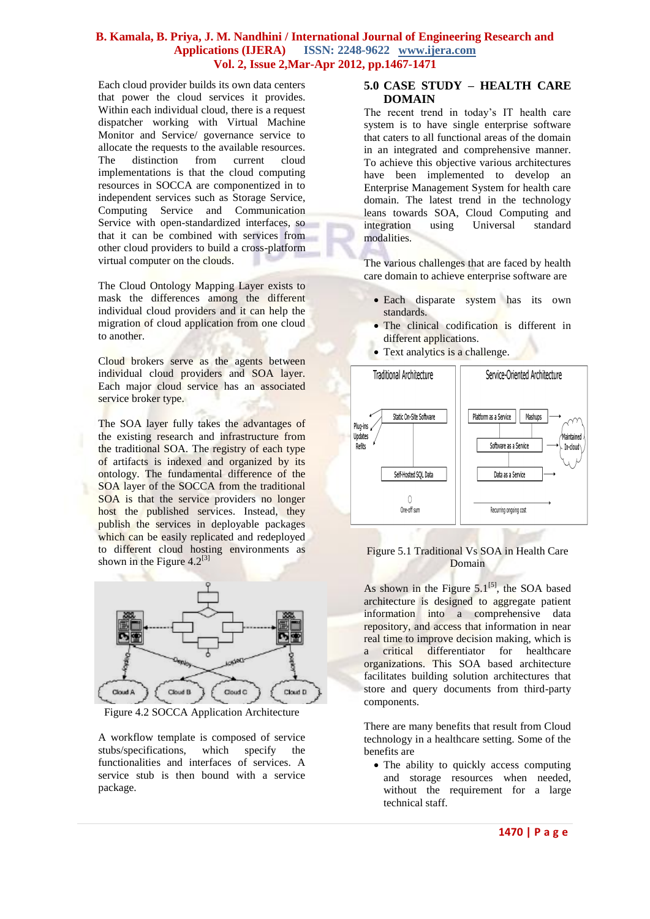Each cloud provider builds its own data centers that power the cloud services it provides. Within each individual cloud, there is a request dispatcher working with Virtual Machine Monitor and Service/ governance service to allocate the requests to the available resources. The distinction from current cloud implementations is that the cloud computing resources in SOCCA are componentized in to independent services such as Storage Service, Computing Service and Communication Service with open-standardized interfaces, so that it can be combined with services from other cloud providers to build a cross-platform virtual computer on the clouds.

The Cloud Ontology Mapping Layer exists to mask the differences among the different individual cloud providers and it can help the migration of cloud application from one cloud to another.

Cloud brokers serve as the agents between individual cloud providers and SOA layer. Each major cloud service has an associated service broker type.

The SOA layer fully takes the advantages of the existing research and infrastructure from the traditional SOA. The registry of each type of artifacts is indexed and organized by its ontology. The fundamental difference of the SOA layer of the SOCCA from the traditional SOA is that the service providers no longer host the published services. Instead, they publish the services in deployable packages which can be easily replicated and redeployed to different cloud hosting environments as shown in the Figure 4.2[3]

Figure 4.2 SOCCA Application Architecture

A workflow template is composed of service stubs/specifications, which specify the functionalities and interfaces of services. A service stub is then bound with a service package.

## 5.0 CASE STUDY – HEALTH CARE DOMAIN

The recent trend in today's IT health care system is to have single enterprise software that caters to all functional areas of the domain in an integrated and comprehensive manner. To achieve this objective various architectures have been implemented to develop an Enterprise Management System for health care domain. The latest trend in the technology leans towards SOA, Cloud Computing and integration using Universal standard modalities.

The various challenges that are faced by health care domain to achieve enterprise software are

- Each disparate system has its own standards.
- The clinical codification is different in different applications.
- Text analytics is a challenge.

Figure 5.1 Traditional Vs SOA in Health Care Domain

As shown in the Figure 5.1[5], the SOA based architecture is designed to aggregate patient information into a comprehensive data repository, and access that information in near real time to improve decision making, which is a critical differentiator for healthcare organizations. This SOA based architecture facilitates building solution architectures that store and query documents from third-party components.

There are many benefits that result from Cloud technology in a healthcare setting. Some of the benefits are

- The ability to quickly access computing and storage resources when needed, without the requirement for a large technical staff.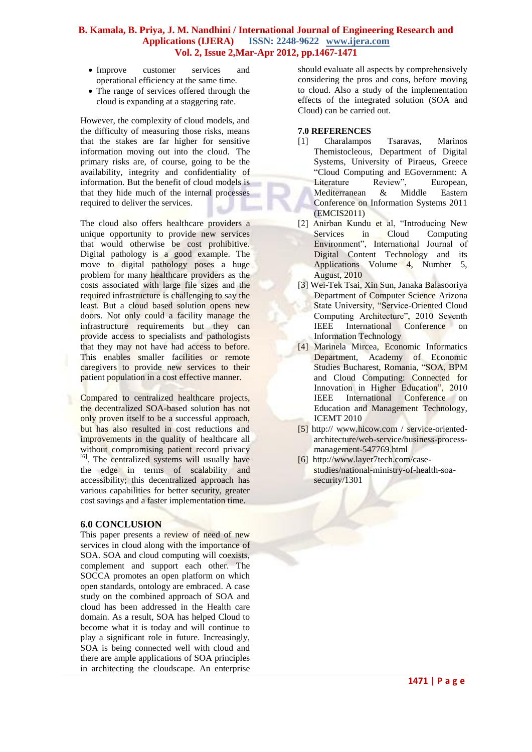- Improve customer services and operational efficiency at the same time.
- The range of services offered through the cloud is expanding at a staggering rate.

However, the complexity of cloud models, and the difficulty of measuring those risks, means that the stakes are far higher for sensitive information moving out into the cloud. The primary risks are, of course, going to be the availability, integrity and confidentiality of information. But the benefit of cloud models is that they hide much of the internal processes required to deliver the services.

The cloud also offers healthcare providers a unique opportunity to provide new services that would otherwise be cost prohibitive. Digital pathology is a good example. The move to digital pathology poses a huge problem for many healthcare providers as the costs associated with large file sizes and the required infrastructure is challenging to say the least. But a cloud based solution opens new doors. Not only could a facility manage the infrastructure requirements but they can provide access to specialists and pathologists that they may not have had access to before. This enables smaller facilities or remote caregivers to provide new services to their patient population in a cost effective manner.

Compared to centralized healthcare projects, the decentralized SOA-based solution has not only proven itself to be a successful approach, but has also resulted in cost reductions and improvements in the quality of healthcare all without compromising patient record privacy [6]. The centralized systems will usually have the edge in terms of scalability and accessibility; this decentralized approach has various capabilities for better security, greater cost savings and a faster implementation time.

## 6.0 CONCLUSION

This paper presents a review of need of new services in cloud along with the importance of SOA. SOA and cloud computing will coexists, complement and support each other. The SOCCA promotes an open platform on which open standards, ontology are embraced. A case study on the combined approach of SOA and cloud has been addressed in the Health care domain. As a result, SOA has helped Cloud to become what it is today and will continue to play a significant role in future. Increasingly, SOA is being connected well with cloud and there are ample applications of SOA principles in architecting the cloudscape. An enterprise should evaluate all aspects by comprehensively considering the pros and cons, before moving to cloud. Also a study of the implementation effects of the integrated solution (SOA and Cloud) can be carried out.

## 7.0 REFERENCES

[1] Charalampos Tsaravas, Marinos Themistocleous, Department of Digital Systems, University of Piraeus, Greece "Cloud Computing and EGovernment: A Literature Review", European, Mediterranean & Middle Eastern Conference on Information Systems 2011 (EMCIS2011)

[2] Anirban Kundu et al, "Introducing New Services in Cloud Computing Environment", International Journal of Digital Content Technology and its Applications Volume 4, Number 5, August, 2010

[3] Wei-Tek Tsai, Xin Sun, Janaka Balasooriya Department of Computer Science Arizona State University, "Service-Oriented Cloud Computing Architecture", 2010 Seventh IEEE International Conference on Information Technology

[4] Marinela Mircea, Economic Informatics Department, Academy of Economic Studies Bucharest, Romania, "SOA, BPM and Cloud Computing: Connected for Innovation in Higher Education", 2010 IEEE International Conference on Education and Management Technology, ICEMT 2010

[5] http:// www.hicow.com / service-oriented-architecture/web-service/business-process-management-547769.html

[6] http://www.layer7tech.com/case-studies/national-ministry-of-health-soa-security/1301